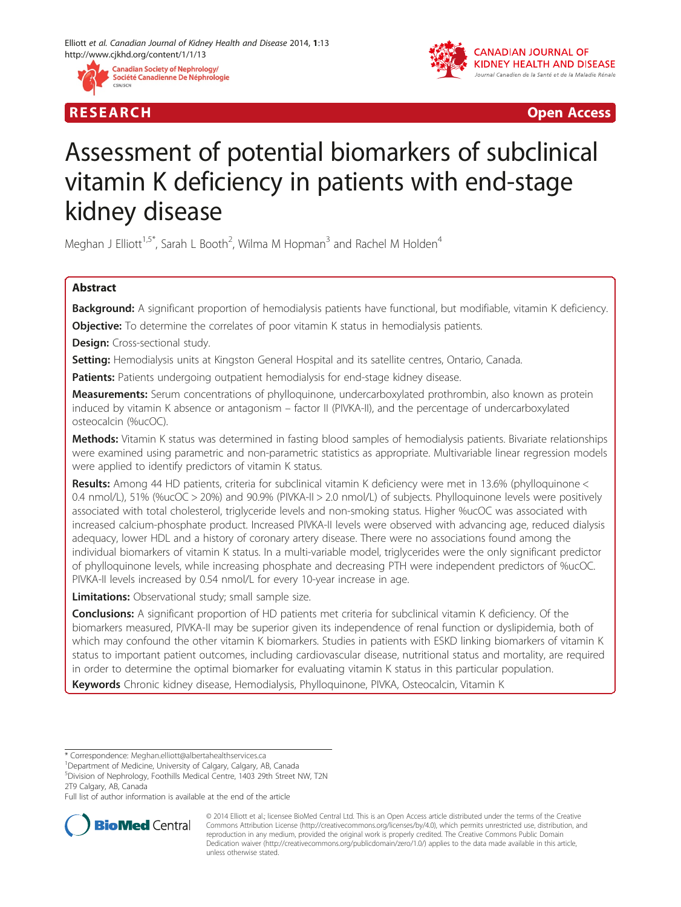RESEARCH Open Access

# Assessment of potential biomarkers of subclinical vitamin K deficiency in patients with end-stage kidney disease

Meghan J Elliott[1,5*], Sarah L Booth[2], Wilma M Hopman[3] and Rachel M Holden[4]

## Abstract

**Background:** A significant proportion of hemodialysis patients have functional, but modifiable, vitamin K deficiency.

**Objective:** To determine the correlates of poor vitamin K status in hemodialysis patients.

**Design:** Cross-sectional study.

**Setting:** Hemodialysis units at Kingston General Hospital and its satellite centres, Ontario, Canada.

**Patients:** Patients undergoing outpatient hemodialysis for end-stage kidney disease.

**Measurements:** Serum concentrations of phylloquinone, undercarboxylated prothrombin, also known as protein induced by vitamin K absence or antagonism – factor II (PIVKA-II), and the percentage of undercarboxylated osteocalcin (%ucOC).

**Methods:** Vitamin K status was determined in fasting blood samples of hemodialysis patients. Bivariate relationships were examined using parametric and non-parametric statistics as appropriate. Multivariable linear regression models were applied to identify predictors of vitamin K status.

**Results:** Among 44 HD patients, criteria for subclinical vitamin K deficiency were met in 13.6% (phylloquinone < 0.4 nmol/L), 51% (%ucOC > 20%) and 90.9% (PIVKA-II > 2.0 nmol/L) of subjects. Phylloquinone levels were positively associated with total cholesterol, triglyceride levels and non-smoking status. Higher %ucOC was associated with increased calcium-phosphate product. Increased PIVKA-II levels were observed with advancing age, reduced dialysis adequacy, lower HDL and a history of coronary artery disease. There were no associations found among the individual biomarkers of vitamin K status. In a multi-variable model, triglycerides were the only significant predictor of phylloquinone levels, while increasing phosphate and decreasing PTH were independent predictors of %ucOC. PIVKA-II levels increased by 0.54 nmol/L for every 10-year increase in age.

**Limitations:** Observational study; small sample size.

**Conclusions:** A significant proportion of HD patients met criteria for subclinical vitamin K deficiency. Of the biomarkers measured, PIVKA-II may be superior given its independence of renal function or dyslipidemia, both of which may confound the other vitamin K biomarkers. Studies in patients with ESKD linking biomarkers of vitamin K status to important patient outcomes, including cardiovascular disease, nutritional status and mortality, are required in order to determine the optimal biomarker for evaluating vitamin K status in this particular population.

**Keywords** Chronic kidney disease, Hemodialysis, Phylloquinone, PIVKA, Osteocalcin, Vitamin K

---

* Correspondence: Meghan.elliott@albertahealthservices.ca
[1]Department of Medicine, University of Calgary, Calgary, AB, Canada
[5]Division of Nephrology, Foothills Medical Centre, 1403 29th Street NW, T2N 2T9 Calgary, AB, Canada
Full list of author information is available at the end of the article

© 2014 Elliott et al.; licensee BioMed Central Ltd. This is an Open Access article distributed under the terms of the Creative Commons Attribution License (http://creativecommons.org/licenses/by/4.0), which permits unrestricted use, distribution, and reproduction in any medium, provided the original work is properly credited. The Creative Commons Public Domain Dedication waiver (http://creativecommons.org/publicdomain/zero/1.0/) applies to the data made available in this article, unless otherwise stated.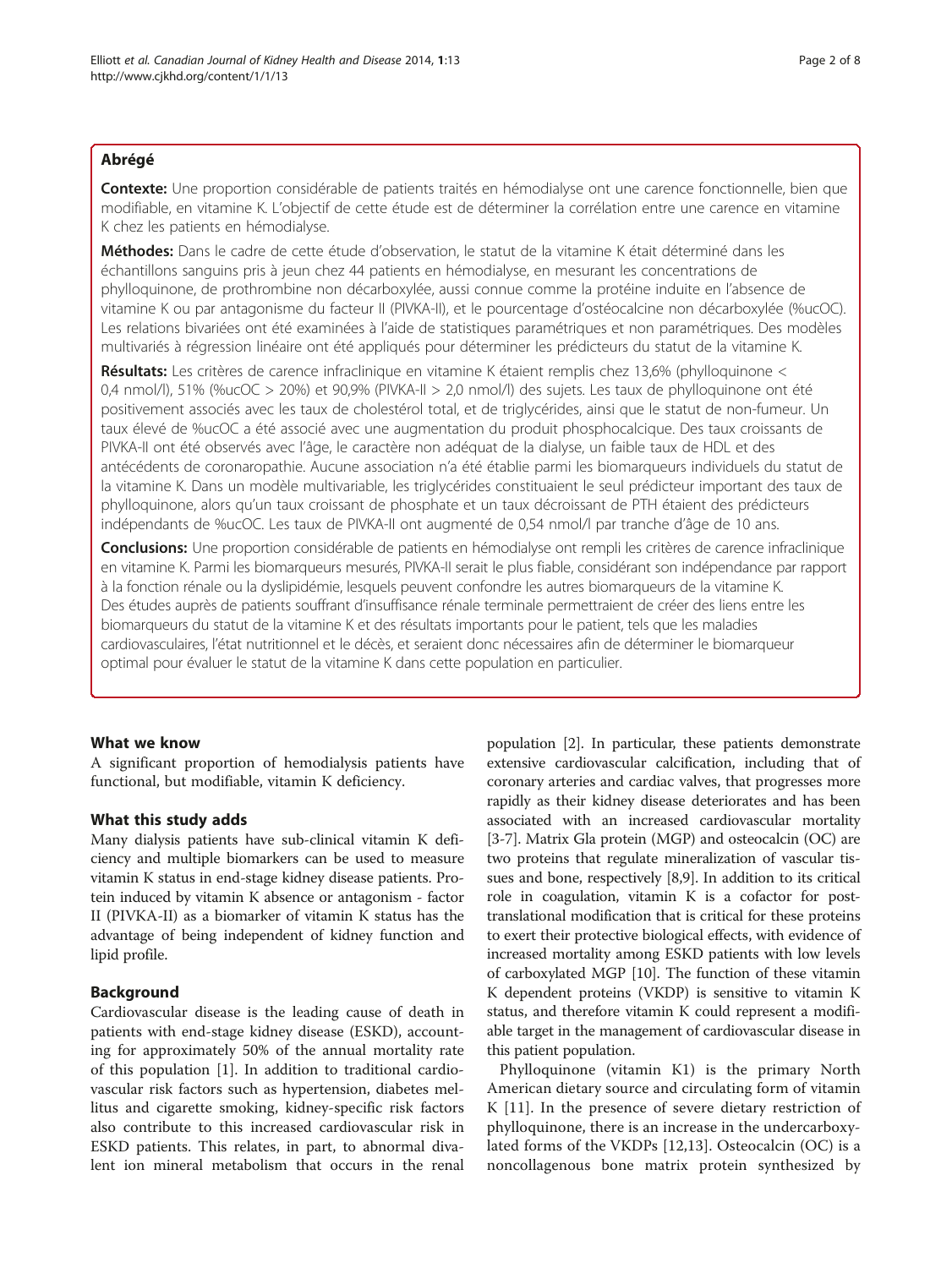## Abrégé

**Contexte:** Une proportion considérable de patients traités en hémodialyse ont une carence fonctionnelle, bien que modifiable, en vitamine K. L'objectif de cette étude est de déterminer la corrélation entre une carence en vitamine K chez les patients en hémodialyse.

**Méthodes:** Dans le cadre de cette étude d'observation, le statut de la vitamine K était déterminé dans les échantillons sanguins pris à jeun chez 44 patients en hémodialyse, en mesurant les concentrations de phylloquinone, de prothrombine non décarboxylée, aussi connue comme la protéine induite en l'absence de vitamine K ou par antagonisme du facteur II (PIVKA-II), et le pourcentage d'ostéocalcine non décarboxylée (%ucOC). Les relations bivariées ont été examinées à l'aide de statistiques paramétriques et non paramétriques. Des modèles multivariés à régression linéaire ont été appliqués pour déterminer les prédicteurs du statut de la vitamine K.

**Résultats:** Les critères de carence infraclinique en vitamine K étaient remplis chez 13,6% (phylloquinone < 0,4 nmol/l), 51% (%ucOC > 20%) et 90,9% (PIVKA-II > 2,0 nmol/l) des sujets. Les taux de phylloquinone ont été positivement associés avec les taux de cholestérol total, et de triglycérides, ainsi que le statut de non-fumeur. Un taux élevé de %ucOC a été associé avec une augmentation du produit phosphocalcique. Des taux croissants de PIVKA-II ont été observés avec l'âge, le caractère non adéquat de la dialyse, un faible taux de HDL et des antécédents de coronaropathie. Aucune association n'a été établie parmi les biomarqueurs individuels du statut de la vitamine K. Dans un modèle multivariable, les triglycérides constituaient le seul prédicteur important des taux de phylloquinone, alors qu'un taux croissant de phosphate et un taux décroissant de PTH étaient des prédicteurs indépendants de %ucOC. Les taux de PIVKA-II ont augmenté de 0,54 nmol/l par tranche d'âge de 10 ans.

**Conclusions:** Une proportion considérable de patients en hémodialyse ont rempli les critères de carence infraclinique en vitamine K. Parmi les biomarqueurs mesurés, PIVKA-II serait le plus fiable, considérant son indépendance par rapport à la fonction rénale ou la dyslipidémie, lesquels peuvent confondre les autres biomarqueurs de la vitamine K. Des études auprès de patients souffrant d'insuffisance rénale terminale permettraient de créer des liens entre les biomarqueurs du statut de la vitamine K et des résultats importants pour le patient, tels que les maladies cardiovasculaires, l'état nutritionnel et le décès, et seraient donc nécessaires afin de déterminer le biomarqueur optimal pour évaluer le statut de la vitamine K dans cette population en particulier.

## What we know

A significant proportion of hemodialysis patients have functional, but modifiable, vitamin K deficiency.

## What this study adds

Many dialysis patients have sub-clinical vitamin K deficiency and multiple biomarkers can be used to measure vitamin K status in end-stage kidney disease patients. Protein induced by vitamin K absence or antagonism - factor II (PIVKA-II) as a biomarker of vitamin K status has the advantage of being independent of kidney function and lipid profile.

## Background

Cardiovascular disease is the leading cause of death in patients with end-stage kidney disease (ESKD), accounting for approximately 50% of the annual mortality rate of this population [1]. In addition to traditional cardiovascular risk factors such as hypertension, diabetes mellitus and cigarette smoking, kidney-specific risk factors also contribute to this increased cardiovascular risk in ESKD patients. This relates, in part, to abnormal divalent ion mineral metabolism that occurs in the renal population [2]. In particular, these patients demonstrate extensive cardiovascular calcification, including that of coronary arteries and cardiac valves, that progresses more rapidly as their kidney disease deteriorates and has been associated with an increased cardiovascular mortality [3-7]. Matrix Gla protein (MGP) and osteocalcin (OC) are two proteins that regulate mineralization of vascular tissues and bone, respectively [8,9]. In addition to its critical role in coagulation, vitamin K is a cofactor for post-translational modification that is critical for these proteins to exert their protective biological effects, with evidence of increased mortality among ESKD patients with low levels of carboxylated MGP [10]. The function of these vitamin K dependent proteins (VKDP) is sensitive to vitamin K status, and therefore vitamin K could represent a modifiable target in the management of cardiovascular disease in this patient population.

Phylloquinone (vitamin K1) is the primary North American dietary source and circulating form of vitamin K [11]. In the presence of severe dietary restriction of phylloquinone, there is an increase in the undercarboxylated forms of the VKDPs [12,13]. Osteocalcin (OC) is a noncollagenous bone matrix protein synthesized by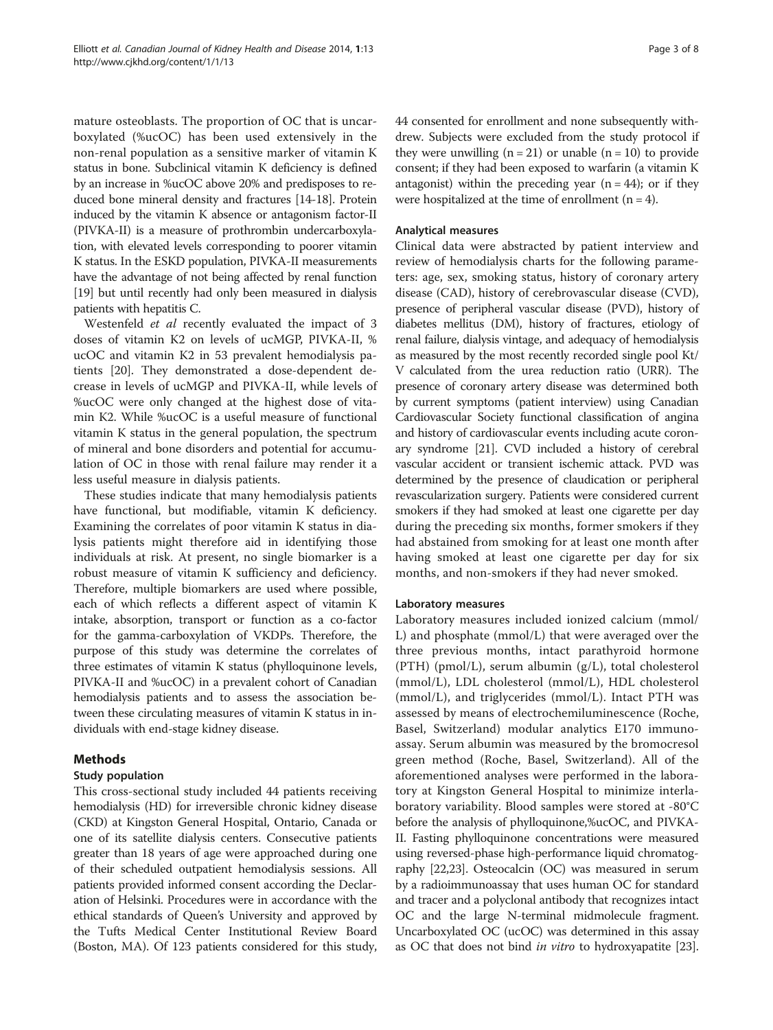mature osteoblasts. The proportion of OC that is uncarboxylated (%ucOC) has been used extensively in the non-renal population as a sensitive marker of vitamin K status in bone. Subclinical vitamin K deficiency is defined by an increase in %ucOC above 20% and predisposes to reduced bone mineral density and fractures [14-18]. Protein induced by the vitamin K absence or antagonism factor-II (PIVKA-II) is a measure of prothrombin undercarboxylation, with elevated levels corresponding to poorer vitamin K status. In the ESKD population, PIVKA-II measurements have the advantage of not being affected by renal function [19] but until recently had only been measured in dialysis patients with hepatitis C.

Westenfeld *et al* recently evaluated the impact of 3 doses of vitamin K2 on levels of ucMGP, PIVKA-II, %ucOC and vitamin K2 in 53 prevalent hemodialysis patients [20]. They demonstrated a dose-dependent decrease in levels of ucMGP and PIVKA-II, while levels of %ucOC were only changed at the highest dose of vitamin K2. While %ucOC is a useful measure of functional vitamin K status in the general population, the spectrum of mineral and bone disorders and potential for accumulation of OC in those with renal failure may render it a less useful measure in dialysis patients.

These studies indicate that many hemodialysis patients have functional, but modifiable, vitamin K deficiency. Examining the correlates of poor vitamin K status in dialysis patients might therefore aid in identifying those individuals at risk. At present, no single biomarker is a robust measure of vitamin K sufficiency and deficiency. Therefore, multiple biomarkers are used where possible, each of which reflects a different aspect of vitamin K intake, absorption, transport or function as a co-factor for the gamma-carboxylation of VKDPs. Therefore, the purpose of this study was determine the correlates of three estimates of vitamin K status (phylloquinone levels, PIVKA-II and %ucOC) in a prevalent cohort of Canadian hemodialysis patients and to assess the association between these circulating measures of vitamin K status in individuals with end-stage kidney disease.

## Methods

### Study population

This cross-sectional study included 44 patients receiving hemodialysis (HD) for irreversible chronic kidney disease (CKD) at Kingston General Hospital, Ontario, Canada or one of its satellite dialysis centers. Consecutive patients greater than 18 years of age were approached during one of their scheduled outpatient hemodialysis sessions. All patients provided informed consent according the Declaration of Helsinki. Procedures were in accordance with the ethical standards of Queen's University and approved by the Tufts Medical Center Institutional Review Board (Boston, MA). Of 123 patients considered for this study, 44 consented for enrollment and none subsequently withdrew. Subjects were excluded from the study protocol if they were unwilling ($n = 21$) or unable ($n = 10$) to provide consent; if they had been exposed to warfarin (a vitamin K antagonist) within the preceding year ($n = 44$); or if they were hospitalized at the time of enrollment ($n = 4$).

### Analytical measures

Clinical data were abstracted by patient interview and review of hemodialysis charts for the following parameters: age, sex, smoking status, history of coronary artery disease (CAD), history of cerebrovascular disease (CVD), presence of peripheral vascular disease (PVD), history of diabetes mellitus (DM), history of fractures, etiology of renal failure, dialysis vintage, and adequacy of hemodialysis as measured by the most recently recorded single pool Kt/V calculated from the urea reduction ratio (URR). The presence of coronary artery disease was determined both by current symptoms (patient interview) using Canadian Cardiovascular Society functional classification of angina and history of cardiovascular events including acute coronary syndrome [21]. CVD included a history of cerebral vascular accident or transient ischemic attack. PVD was determined by the presence of claudication or peripheral revascularization surgery. Patients were considered current smokers if they had smoked at least one cigarette per day during the preceding six months, former smokers if they had abstained from smoking for at least one month after having smoked at least one cigarette per day for six months, and non-smokers if they had never smoked.

### Laboratory measures

Laboratory measures included ionized calcium (mmol/L) and phosphate (mmol/L) that were averaged over the three previous months, intact parathyroid hormone (PTH) (pmol/L), serum albumin (g/L), total cholesterol (mmol/L), LDL cholesterol (mmol/L), HDL cholesterol (mmol/L), and triglycerides (mmol/L). Intact PTH was assessed by means of electrochemiluminescence (Roche, Basel, Switzerland) modular analytics E170 immunoassay. Serum albumin was measured by the bromocresol green method (Roche, Basel, Switzerland). All of the aforementioned analyses were performed in the laboratory at Kingston General Hospital to minimize interlaboratory variability. Blood samples were stored at -80°C before the analysis of phylloquinone,%ucOC, and PIVKA-II. Fasting phylloquinone concentrations were measured using reversed-phase high-performance liquid chromatography [22,23]. Osteocalcin (OC) was measured in serum by a radioimmunoassay that uses human OC for standard and tracer and a polyclonal antibody that recognizes intact OC and the large N-terminal midmolecule fragment. Uncarboxylated OC (ucOC) was determined in this assay as OC that does not bind *in vitro* to hydroxyapatite [23].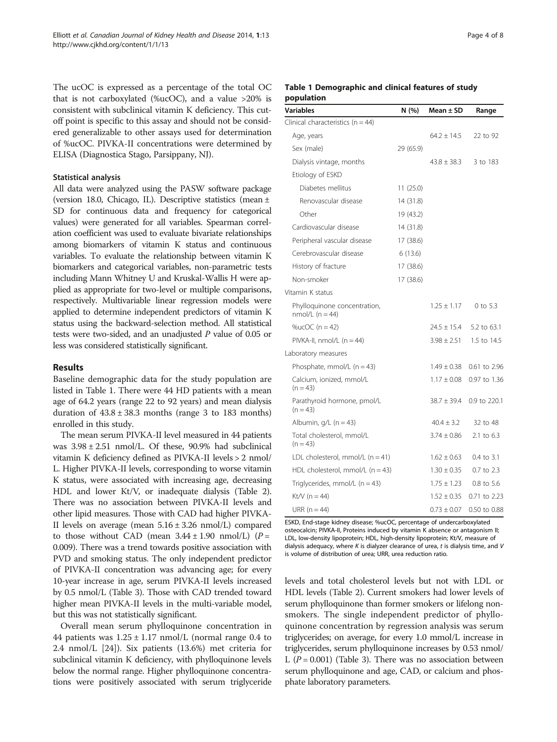The ucOC is expressed as a percentage of the total OC that is not carboxylated (%ucOC), and a value >20% is consistent with subclinical vitamin K deficiency. This cut-off point is specific to this assay and should not be considered generalizable to other assays used for determination of %ucOC. PIVKA-II concentrations were determined by ELISA (Diagnostica Stago, Parsippany, NJ).

### Statistical analysis

All data were analyzed using the PASW software package (version 18.0, Chicago, IL). Descriptive statistics (mean ± SD for continuous data and frequency for categorical values) were generated for all variables. Spearman correlation coefficient was used to evaluate bivariate relationships among biomarkers of vitamin K status and continuous variables. To evaluate the relationship between vitamin K biomarkers and categorical variables, non-parametric tests including Mann Whitney U and Kruskal-Wallis H were applied as appropriate for two-level or multiple comparisons, respectively. Multivariable linear regression models were applied to determine independent predictors of vitamin K status using the backward-selection method. All statistical tests were two-sided, and an unadjusted *P* value of 0.05 or less was considered statistically significant.

## Results

Baseline demographic data for the study population are listed in Table 1. There were 44 HD patients with a mean age of 64.2 years (range 22 to 92 years) and mean dialysis duration of 43.8 ± 38.3 months (range 3 to 183 months) enrolled in this study.

The mean serum PIVKA-II level measured in 44 patients was 3.98 ± 2.51 nmol/L. Of these, 90.9% had subclinical vitamin K deficiency defined as PIVKA-II levels > 2 nmol/L. Higher PIVKA-II levels, corresponding to worse vitamin K status, were associated with increasing age, decreasing HDL and lower Kt/V, or inadequate dialysis (Table 2). There was no association between PIVKA-II levels and other lipid measures. Those with CAD had higher PIVKA-II levels on average (mean 5.16 ± 3.26 nmol/L) compared to those without CAD (mean 3.44 ± 1.90 nmol/L) ($P = 0.009$). There was a trend towards positive association with PVD and smoking status. The only independent predictor of PIVKA-II concentration was advancing age; for every 10-year increase in age, serum PIVKA-II levels increased by 0.5 nmol/L (Table 3). Those with CAD trended toward higher mean PIVKA-II levels in the multi-variable model, but this was not statistically significant.

Overall mean serum phylloquinone concentration in 44 patients was 1.25 ± 1.17 nmol/L (normal range 0.4 to 2.4 nmol/L [24]). Six patients (13.6%) met criteria for subclinical vitamin K deficiency, with phylloquinone levels below the normal range. Higher phylloquinone concentrations were positively associated with serum triglyceride levels and total cholesterol levels but not with LDL or HDL levels (Table 2). Current smokers had lower levels of serum phylloquinone than former smokers or lifelong non-smokers. The single independent predictor of phylloquinone concentration by regression analysis was serum triglycerides; on average, for every 1.0 mmol/L increase in triglycerides, serum phylloquinone increases by 0.53 nmol/L ($P = 0.001$) (Table 3). There was no association between serum phylloquinone and age, CAD, or calcium and phosphate laboratory parameters.

**Table 1 Demographic and clinical features of study population**

| Variables | N (%) | Mean ± SD | Range |
|---|---|---|---|
| Clinical characteristics (n = 44) | | | |
| Age, years | | 64.2 ± 14.5 | 22 to 92 |
| Sex (male) | 29 (65.9) | | |
| Dialysis vintage, months | | 43.8 ± 38.3 | 3 to 183 |
| Etiology of ESKD | | | |
| Diabetes mellitus | 11 (25.0) | | |
| Renovascular disease | 14 (31.8) | | |
| Other | 19 (43.2) | | |
| Cardiovascular disease | 14 (31.8) | | |
| Peripheral vascular disease | 17 (38.6) | | |
| Cerebrovascular disease | 6 (13.6) | | |
| History of fracture | 17 (38.6) | | |
| Non-smoker | 17 (38.6) | | |
| Vitamin K status | | | |
| Phylloquinone concentration, nmol/L (n = 44) | | 1.25 ± 1.17 | 0 to 5.3 |
| %ucOC (n = 42) | | 24.5 ± 15.4 | 5.2 to 63.1 |
| PIVKA-II, nmol/L (n = 44) | | 3.98 ± 2.51 | 1.5 to 14.5 |
| Laboratory measures | | | |
| Phosphate, mmol/L (n = 43) | | 1.49 ± 0.38 | 0.61 to 2.96 |
| Calcium, ionized, mmol/L (n = 43) | | 1.17 ± 0.08 | 0.97 to 1.36 |
| Parathyroid hormone, pmol/L (n = 43) | | 38.7 ± 39.4 | 0.9 to 220.1 |
| Albumin, g/L (n = 43) | | 40.4 ± 3.2 | 32 to 48 |
| Total cholesterol, mmol/L (n = 43) | | 3.74 ± 0.86 | 2.1 to 6.3 |
| LDL cholesterol, mmol/L (n = 41) | | 1.62 ± 0.63 | 0.4 to 3.1 |
| HDL cholesterol, mmol/L (n = 43) | | 1.30 ± 0.35 | 0.7 to 2.3 |
| Triglycerides, mmol/L (n = 43) | | 1.75 ± 1.23 | 0.8 to 5.6 |
| Kt/V (n = 44) | | 1.52 ± 0.35 | 0.71 to 2.23 |
| URR (n = 44) | | 0.73 ± 0.07 | 0.50 to 0.88 |

ESKD, End-stage kidney disease; %ucOC, percentage of undercarboxylated osteocalcin; PIVKA-II, Proteins induced by vitamin K absence or antagonism II; LDL, low-density lipoprotein; HDL, high-density lipoprotein; Kt/V, measure of dialysis adequacy, where *K* is dialyzer clearance of urea, *t* is dialysis time, and *V* is volume of distribution of urea; URR, urea reduction ratio.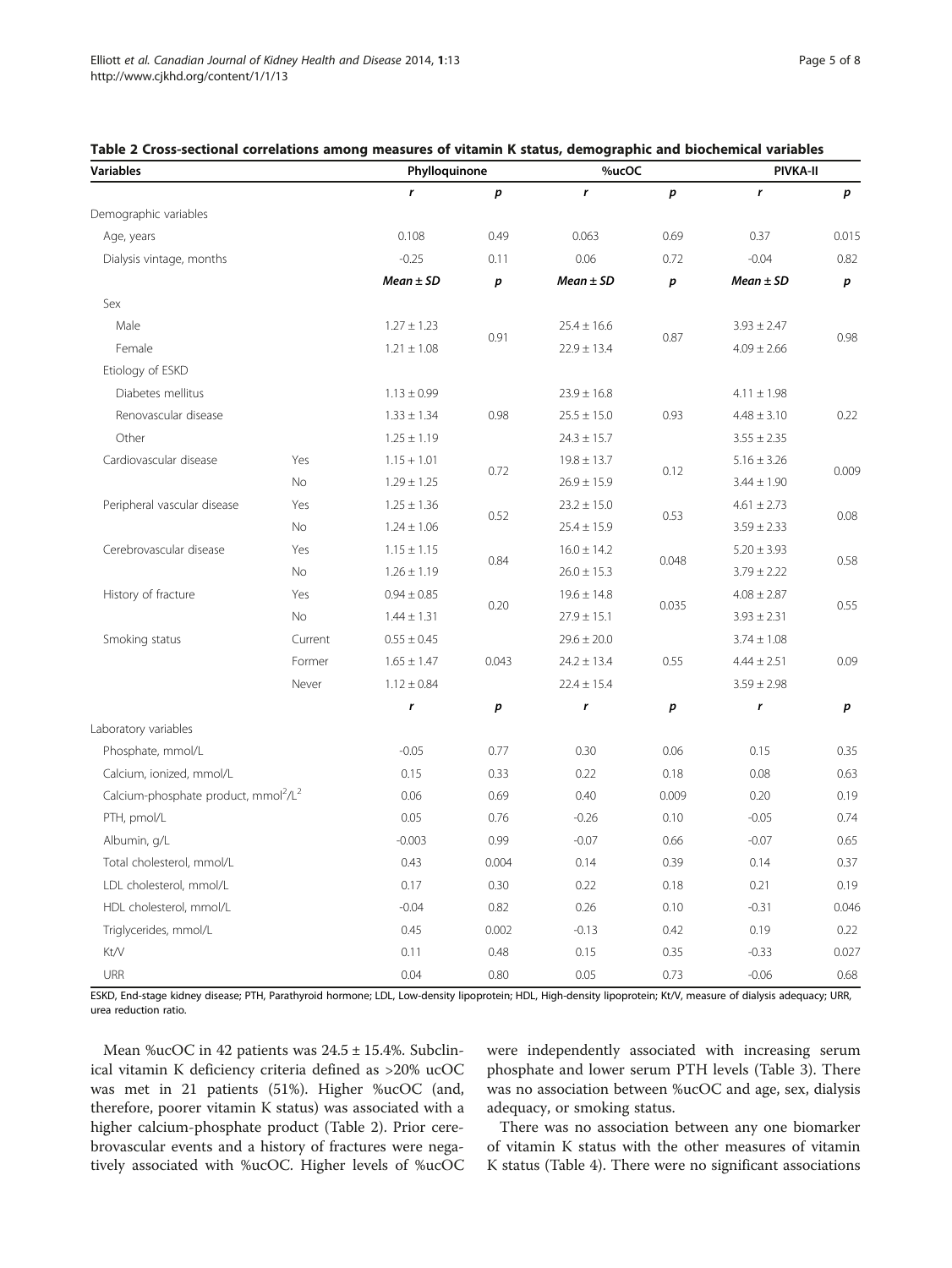**Table 2 Cross-sectional correlations among measures of vitamin K status, demographic and biochemical variables**

| Variables | | Phylloquinone | | %ucOC | | PIVKA-II | |
|---|---|---|---|---|---|---|---|
| | | *r* | *p* | *r* | *p* | *r* | *p* |
| Demographic variables | | | | | | | |
| Age, years | | 0.108 | 0.49 | 0.063 | 0.69 | 0.37 | 0.015 |
| Dialysis vintage, months | | -0.25 | 0.11 | 0.06 | 0.72 | -0.04 | 0.82 |
| | | ***Mean ± SD*** | ***p*** | ***Mean ± SD*** | ***p*** | ***Mean ± SD*** | ***p*** |
| Sex | | | | | | | |
| Male | | 1.27 ± 1.23 | 0.91 | 25.4 ± 16.6 | 0.87 | 3.93 ± 2.47 | 0.98 |
| Female | | 1.21 ± 1.08 | | 22.9 ± 13.4 | | 4.09 ± 2.66 | |
| Etiology of ESKD | | | | | | | |
| Diabetes mellitus | | 1.13 ± 0.99 | 0.98 | 23.9 ± 16.8 | 0.93 | 4.11 ± 1.98 | 0.22 |
| Renovascular disease | | 1.33 ± 1.34 | | 25.5 ± 15.0 | | 4.48 ± 3.10 | |
| Other | | 1.25 ± 1.19 | | 24.3 ± 15.7 | | 3.55 ± 2.35 | |
| Cardiovascular disease | Yes | 1.15 + 1.01 | 0.72 | 19.8 ± 13.7 | 0.12 | 5.16 ± 3.26 | 0.009 |
| | No | 1.29 ± 1.25 | | 26.9 ± 15.9 | | 3.44 ± 1.90 | |
| Peripheral vascular disease | Yes | 1.25 ± 1.36 | 0.52 | 23.2 ± 15.0 | 0.53 | 4.61 ± 2.73 | 0.08 |
| | No | 1.24 ± 1.06 | | 25.4 ± 15.9 | | 3.59 ± 2.33 | |
| Cerebrovascular disease | Yes | 1.15 ± 1.15 | 0.84 | 16.0 ± 14.2 | 0.048 | 5.20 ± 3.93 | 0.58 |
| | No | 1.26 ± 1.19 | | 26.0 ± 15.3 | | 3.79 ± 2.22 | |
| History of fracture | Yes | 0.94 ± 0.85 | 0.20 | 19.6 ± 14.8 | 0.035 | 4.08 ± 2.87 | 0.55 |
| | No | 1.44 ± 1.31 | | 27.9 ± 15.1 | | 3.93 ± 2.31 | |
| Smoking status | Current | 0.55 ± 0.45 | 0.043 | 29.6 ± 20.0 | 0.55 | 3.74 ± 1.08 | 0.09 |
| | Former | 1.65 ± 1.47 | | 24.2 ± 13.4 | | 4.44 ± 2.51 | |
| | Never | 1.12 ± 0.84 | | 22.4 ± 15.4 | | 3.59 ± 2.98 | |
| | | *r* | *p* | *r* | *p* | *r* | *p* |
| Laboratory variables | | | | | | | |
| Phosphate, mmol/L | | -0.05 | 0.77 | 0.30 | 0.06 | 0.15 | 0.35 |
| Calcium, ionized, mmol/L | | 0.15 | 0.33 | 0.22 | 0.18 | 0.08 | 0.63 |
| Calcium-phosphate product, $mmol^2/L^2$ | | 0.06 | 0.69 | 0.40 | 0.009 | 0.20 | 0.19 |
| PTH, pmol/L | | 0.05 | 0.76 | -0.26 | 0.10 | -0.05 | 0.74 |
| Albumin, g/L | | -0.003 | 0.99 | -0.07 | 0.66 | -0.07 | 0.65 |
| Total cholesterol, mmol/L | | 0.43 | 0.004 | 0.14 | 0.39 | 0.14 | 0.37 |
| LDL cholesterol, mmol/L | | 0.17 | 0.30 | 0.22 | 0.18 | 0.21 | 0.19 |
| HDL cholesterol, mmol/L | | -0.04 | 0.82 | 0.26 | 0.10 | -0.31 | 0.046 |
| Triglycerides, mmol/L | | 0.45 | 0.002 | -0.13 | 0.42 | 0.19 | 0.22 |
| Kt/V | | 0.11 | 0.48 | 0.15 | 0.35 | -0.33 | 0.027 |
| URR | | 0.04 | 0.80 | 0.05 | 0.73 | -0.06 | 0.68 |

ESKD, End-stage kidney disease; PTH, Parathyroid hormone; LDL, Low-density lipoprotein; HDL, High-density lipoprotein; Kt/V, measure of dialysis adequacy; URR, urea reduction ratio.

Mean %ucOC in 42 patients was 24.5 ± 15.4%. Subclinical vitamin K deficiency criteria defined as >20% ucOC was met in 21 patients (51%). Higher %ucOC (and, therefore, poorer vitamin K status) was associated with a higher calcium-phosphate product (Table 2). Prior cerebrovascular events and a history of fractures were negatively associated with %ucOC. Higher levels of %ucOC were independently associated with increasing serum phosphate and lower serum PTH levels (Table 3). There was no association between %ucOC and age, sex, dialysis adequacy, or smoking status.

There was no association between any one biomarker of vitamin K status with the other measures of vitamin K status (Table 4). There were no significant associations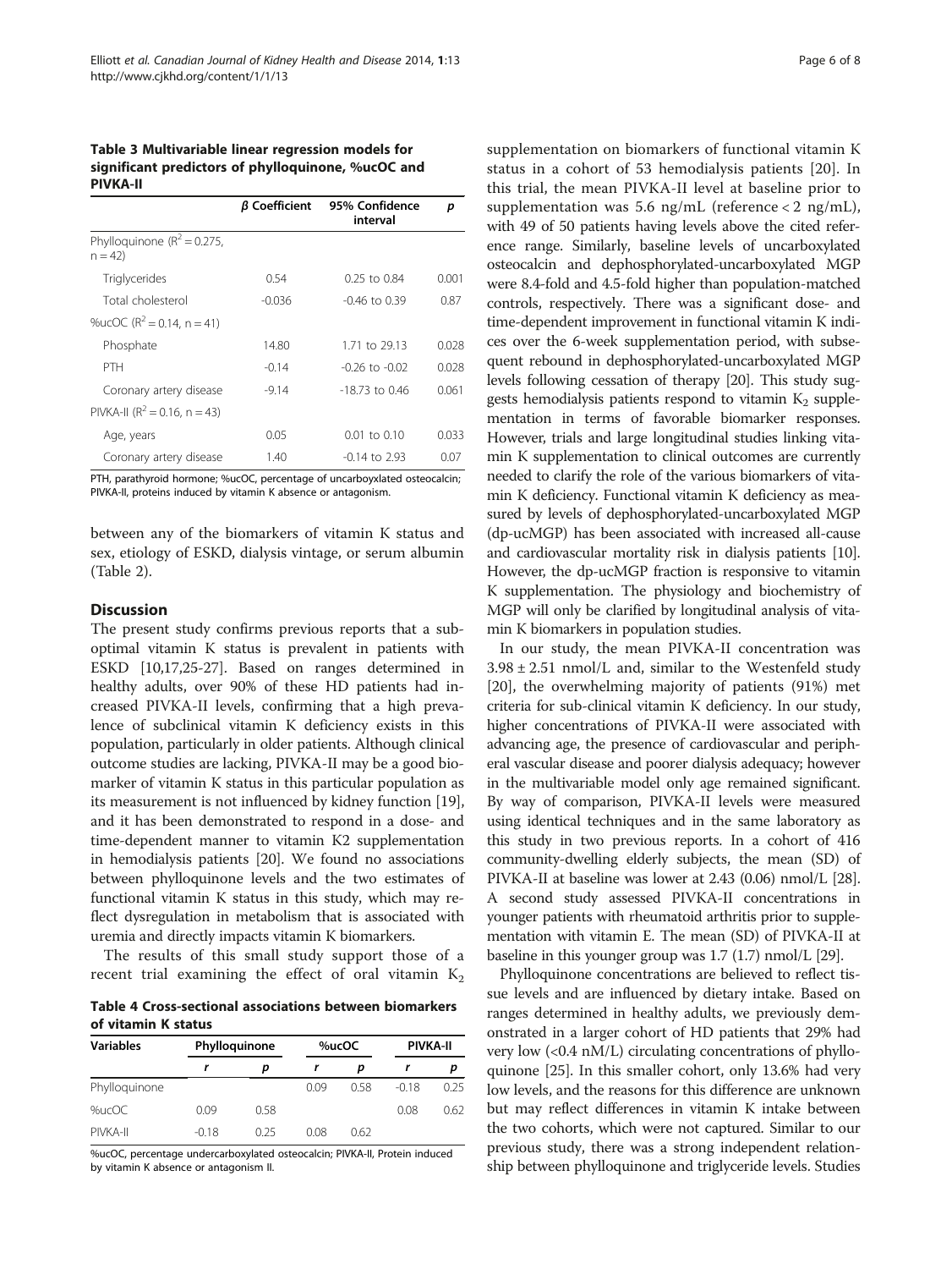**Table 3 Multivariable linear regression models for significant predictors of phylloquinone, %ucOC and PIVKA-II**

| | β Coefficient | 95% Confidence interval | p |
|---|---|---|---|
| Phylloquinone ($R^2 = 0.275$, n = 42) | | | |
| Triglycerides | 0.54 | 0.25 to 0.84 | 0.001 |
| Total cholesterol | -0.036 | -0.46 to 0.39 | 0.87 |
| %ucOC ($R^2 = 0.14$, n = 41) | | | |
| Phosphate | 14.80 | 1.71 to 29.13 | 0.028 |
| PTH | -0.14 | -0.26 to -0.02 | 0.028 |
| Coronary artery disease | -9.14 | -18.73 to 0.46 | 0.061 |
| PIVKA-II ($R^2 = 0.16$, n = 43) | | | |
| Age, years | 0.05 | 0.01 to 0.10 | 0.033 |
| Coronary artery disease | 1.40 | -0.14 to 2.93 | 0.07 |

PTH, parathyroid hormone; %ucOC, percentage of uncarboyxlated osteocalcin; PIVKA-II, proteins induced by vitamin K absence or antagonism.

between any of the biomarkers of vitamin K status and sex, etiology of ESKD, dialysis vintage, or serum albumin (Table 2).

## Discussion

The present study confirms previous reports that a suboptimal vitamin K status is prevalent in patients with ESKD [10,17,25-27]. Based on ranges determined in healthy adults, over 90% of these HD patients had increased PIVKA-II levels, confirming that a high prevalence of subclinical vitamin K deficiency exists in this population, particularly in older patients. Although clinical outcome studies are lacking, PIVKA-II may be a good biomarker of vitamin K status in this particular population as its measurement is not influenced by kidney function [19], and it has been demonstrated to respond in a dose- and time-dependent manner to vitamin K2 supplementation in hemodialysis patients [20]. We found no associations between phylloquinone levels and the two estimates of functional vitamin K status in this study, which may reflect dysregulation in metabolism that is associated with uremia and directly impacts vitamin K biomarkers.

The results of this small study support those of a recent trial examining the effect of oral vitamin $K_2$ supplementation on biomarkers of functional vitamin K status in a cohort of 53 hemodialysis patients [20]. In this trial, the mean PIVKA-II level at baseline prior to supplementation was 5.6 ng/mL (reference < 2 ng/mL), with 49 of 50 patients having levels above the cited reference range. Similarly, baseline levels of uncarboxylated osteocalcin and dephosphorylated-uncarboxylated MGP were 8.4-fold and 4.5-fold higher than population-matched controls, respectively. There was a significant dose- and time-dependent improvement in functional vitamin K indices over the 6-week supplementation period, with subsequent rebound in dephosphorylated-uncarboxylated MGP levels following cessation of therapy [20]. This study suggests hemodialysis patients respond to vitamin $K_2$ supplementation in terms of favorable biomarker responses. However, trials and large longitudinal studies linking vitamin K supplementation to clinical outcomes are currently needed to clarify the role of the various biomarkers of vitamin K deficiency. Functional vitamin K deficiency as measured by levels of dephosphorylated-uncarboxylated MGP (dp-ucMGP) has been associated with increased all-cause and cardiovascular mortality risk in dialysis patients [10]. However, the dp-ucMGP fraction is responsive to vitamin K supplementation. The physiology and biochemistry of MGP will only be clarified by longitudinal analysis of vitamin K biomarkers in population studies.

In our study, the mean PIVKA-II concentration was 3.98 ± 2.51 nmol/L and, similar to the Westenfeld study [20], the overwhelming majority of patients (91%) met criteria for sub-clinical vitamin K deficiency. In our study, higher concentrations of PIVKA-II were associated with advancing age, the presence of cardiovascular and peripheral vascular disease and poorer dialysis adequacy; however in the multivariable model only age remained significant. By way of comparison, PIVKA-II levels were measured using identical techniques and in the same laboratory as this study in two previous reports. In a cohort of 416 community-dwelling elderly subjects, the mean (SD) of PIVKA-II at baseline was lower at 2.43 (0.06) nmol/L [28]. A second study assessed PIVKA-II concentrations in younger patients with rheumatoid arthritis prior to supplementation with vitamin E. The mean (SD) of PIVKA-II at baseline in this younger group was 1.7 (1.7) nmol/L [29].

Phylloquinone concentrations are believed to reflect tissue levels and are influenced by dietary intake. Based on ranges determined in healthy adults, we previously demonstrated in a larger cohort of HD patients that 29% had very low (<0.4 nM/L) circulating concentrations of phylloquinone [25]. In this smaller cohort, only 13.6% had very low levels, and the reasons for this difference are unknown but may reflect differences in vitamin K intake between the two cohorts, which were not captured. Similar to our previous study, there was a strong independent relationship between phylloquinone and triglyceride levels. Studies

**Table 4 Cross-sectional associations between biomarkers of vitamin K status**

| Variables | Phylloquinone | | %ucOC | | PIVKA-II | |
|---|---|---|---|---|---|---|
| | r | p | r | p | r | p |
| Phylloquinone | | | 0.09 | 0.58 | -0.18 | 0.25 |
| %ucOC | 0.09 | 0.58 | | | 0.08 | 0.62 |
| PIVKA-II | -0.18 | 0.25 | 0.08 | 0.62 | | |

%ucOC, percentage undercarboxylated osteocalcin; PIVKA-II, Protein induced by vitamin K absence or antagonism II.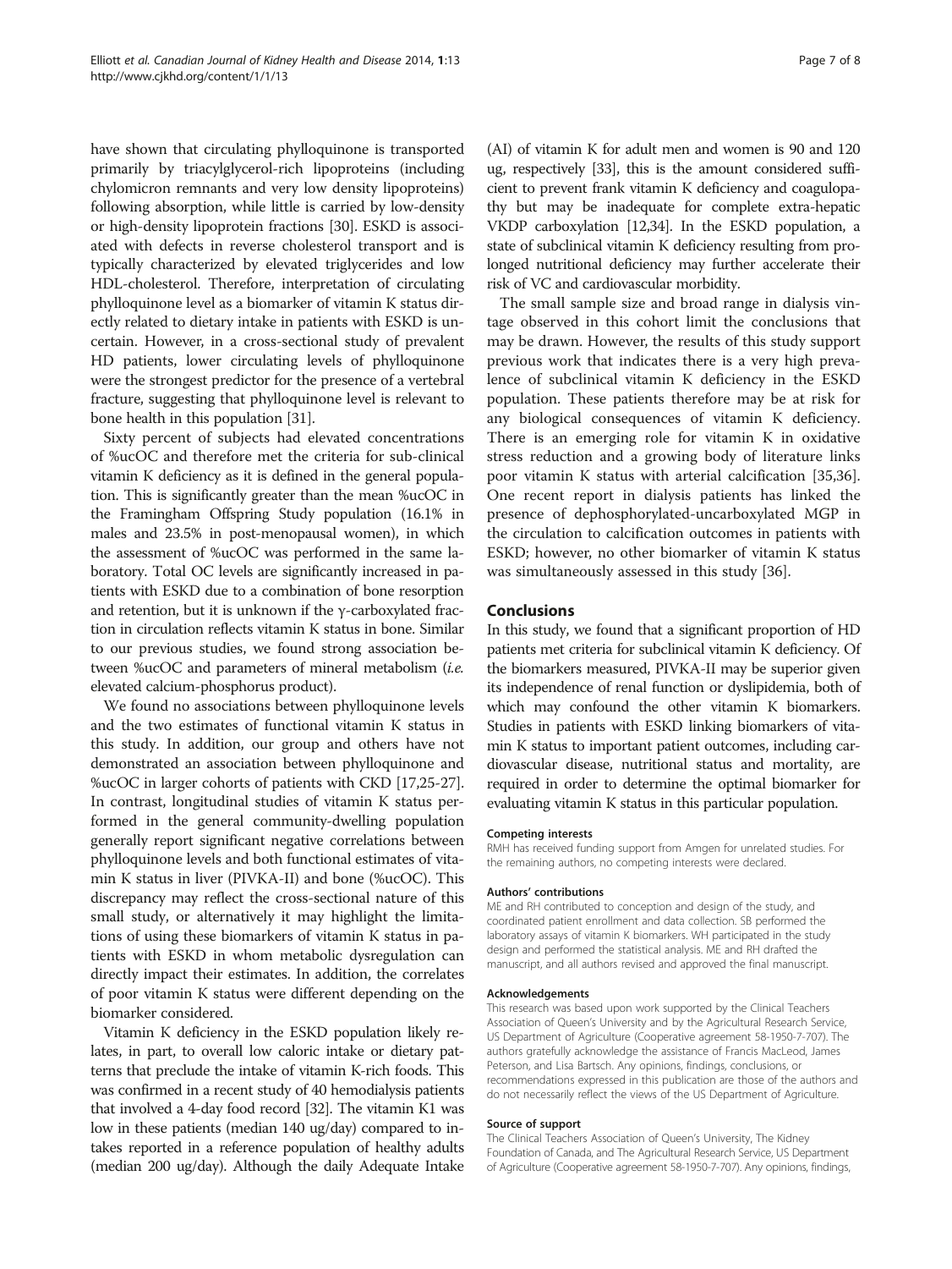have shown that circulating phylloquinone is transported primarily by triacylglycerol-rich lipoproteins (including chylomicron remnants and very low density lipoproteins) following absorption, while little is carried by low-density or high-density lipoprotein fractions [30]. ESKD is associated with defects in reverse cholesterol transport and is typically characterized by elevated triglycerides and low HDL-cholesterol. Therefore, interpretation of circulating phylloquinone level as a biomarker of vitamin K status directly related to dietary intake in patients with ESKD is uncertain. However, in a cross-sectional study of prevalent HD patients, lower circulating levels of phylloquinone were the strongest predictor for the presence of a vertebral fracture, suggesting that phylloquinone level is relevant to bone health in this population [31].

Sixty percent of subjects had elevated concentrations of %ucOC and therefore met the criteria for sub-clinical vitamin K deficiency as it is defined in the general population. This is significantly greater than the mean %ucOC in the Framingham Offspring Study population (16.1% in males and 23.5% in post-menopausal women), in which the assessment of %ucOC was performed in the same laboratory. Total OC levels are significantly increased in patients with ESKD due to a combination of bone resorption and retention, but it is unknown if the γ-carboxylated fraction in circulation reflects vitamin K status in bone. Similar to our previous studies, we found strong association between %ucOC and parameters of mineral metabolism (*i.e.* elevated calcium-phosphorus product).

We found no associations between phylloquinone levels and the two estimates of functional vitamin K status in this study. In addition, our group and others have not demonstrated an association between phylloquinone and %ucOC in larger cohorts of patients with CKD [17,25-27]. In contrast, longitudinal studies of vitamin K status performed in the general community-dwelling population generally report significant negative correlations between phylloquinone levels and both functional estimates of vitamin K status in liver (PIVKA-II) and bone (%ucOC). This discrepancy may reflect the cross-sectional nature of this small study, or alternatively it may highlight the limitations of using these biomarkers of vitamin K status in patients with ESKD in whom metabolic dysregulation can directly impact their estimates. In addition, the correlates of poor vitamin K status were different depending on the biomarker considered.

Vitamin K deficiency in the ESKD population likely relates, in part, to overall low caloric intake or dietary patterns that preclude the intake of vitamin K-rich foods. This was confirmed in a recent study of 40 hemodialysis patients that involved a 4-day food record [32]. The vitamin K1 was low in these patients (median 140 ug/day) compared to intakes reported in a reference population of healthy adults (median 200 ug/day). Although the daily Adequate Intake (AI) of vitamin K for adult men and women is 90 and 120 ug, respectively [33], this is the amount considered sufficient to prevent frank vitamin K deficiency and coagulopathy but may be inadequate for complete extra-hepatic VKDP carboxylation [12,34]. In the ESKD population, a state of subclinical vitamin K deficiency resulting from prolonged nutritional deficiency may further accelerate their risk of VC and cardiovascular morbidity.

The small sample size and broad range in dialysis vintage observed in this cohort limit the conclusions that may be drawn. However, the results of this study support previous work that indicates there is a very high prevalence of subclinical vitamin K deficiency in the ESKD population. These patients therefore may be at risk for any biological consequences of vitamin K deficiency. There is an emerging role for vitamin K in oxidative stress reduction and a growing body of literature links poor vitamin K status with arterial calcification [35,36]. One recent report in dialysis patients has linked the presence of dephosphorylated-uncarboxylated MGP in the circulation to calcification outcomes in patients with ESKD; however, no other biomarker of vitamin K status was simultaneously assessed in this study [36].

## Conclusions

In this study, we found that a significant proportion of HD patients met criteria for subclinical vitamin K deficiency. Of the biomarkers measured, PIVKA-II may be superior given its independence of renal function or dyslipidemia, both of which may confound the other vitamin K biomarkers. Studies in patients with ESKD linking biomarkers of vitamin K status to important patient outcomes, including cardiovascular disease, nutritional status and mortality, are required in order to determine the optimal biomarker for evaluating vitamin K status in this particular population.

#### Competing interests

RMH has received funding support from Amgen for unrelated studies. For the remaining authors, no competing interests were declared.

#### Authors' contributions

ME and RH contributed to conception and design of the study, and coordinated patient enrollment and data collection. SB performed the laboratory assays of vitamin K biomarkers. WH participated in the study design and performed the statistical analysis. ME and RH drafted the manuscript, and all authors revised and approved the final manuscript.

#### Acknowledgements

This research was based upon work supported by the Clinical Teachers Association of Queen's University and by the Agricultural Research Service, US Department of Agriculture (Cooperative agreement 58-1950-7-707). The authors gratefully acknowledge the assistance of Francis MacLeod, James Peterson, and Lisa Bartsch. Any opinions, findings, conclusions, or recommendations expressed in this publication are those of the authors and do not necessarily reflect the views of the US Department of Agriculture.

#### Source of support

The Clinical Teachers Association of Queen's University, The Kidney Foundation of Canada, and The Agricultural Research Service, US Department of Agriculture (Cooperative agreement 58-1950-7-707). Any opinions, findings,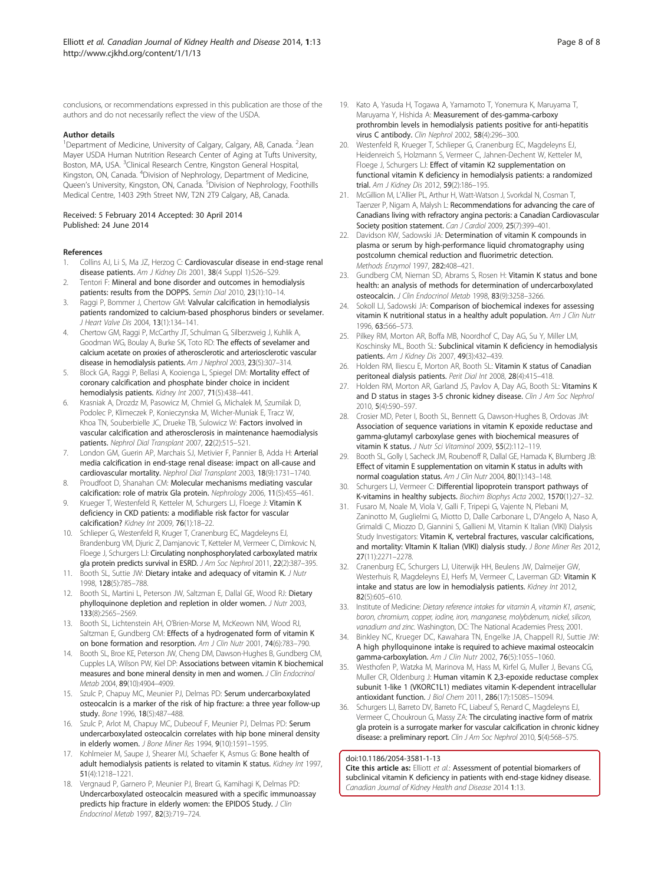conclusions, or recommendations expressed in this publication are those of the authors and do not necessarily reflect the view of the USDA.

#### Author details

[1]Department of Medicine, University of Calgary, Calgary, AB, Canada. [2]Jean Mayer USDA Human Nutrition Research Center of Aging at Tufts University, Boston, MA, USA. [3]Clinical Research Centre, Kingston General Hospital, Kingston, ON, Canada. [4]Division of Nephrology, Department of Medicine, Queen's University, Kingston, ON, Canada. [5]Division of Nephrology, Foothills Medical Centre, 1403 29th Street NW, T2N 2T9 Calgary, AB, Canada.

Received: 5 February 2014 Accepted: 30 April 2014
Published: 24 June 2014

#### References

1. Collins AJ, Li S, Ma JZ, Herzog C: **Cardiovascular disease in end-stage renal disease patients.** *Am J Kidney Dis* 2001, **38**(4 Suppl 1):S26–S29.
2. Tentori F: **Mineral and bone disorder and outcomes in hemodialysis patients: results from the DOPPS.** *Semin Dial* 2010, **23**(1):10–14.
3. Raggi P, Bommer J, Chertow GM: **Valvular calcification in hemodialysis patients randomized to calcium-based phosphorus binders or sevelamer.** *J Heart Valve Dis* 2004, **13**(1):134–141.
4. Chertow GM, Raggi P, McCarthy JT, Schulman G, Silberzweig J, Kuhlik A, Goodman WG, Boulay A, Burke SK, Toto RD: **The effects of sevelamer and calcium acetate on proxies of atherosclerotic and arteriosclerotic vascular disease in hemodialysis patients.** *Am J Nephrol* 2003, **23**(5):307–314.
5. Block GA, Raggi P, Bellasi A, Kooienga L, Spiegel DM: **Mortality effect of coronary calcification and phosphate binder choice in incident hemodialysis patients.** *Kidney Int* 2007, **71**(5):438–441.
6. Krasniak A, Drozdz M, Pasowicz M, Chmiel G, Michalek M, Szumilak D, Podolec P, Klimeczek P, Konieczynska M, Wicher-Muniak E, Tracz W, Khoa TN, Souberbielle JC, Drueke TB, Sulowicz W: **Factors involved in vascular calcification and atherosclerosis in maintenance haemodialysis patients.** *Nephrol Dial Transplant* 2007, **22**(2):515–521.
7. London GM, Guerin AP, Marchais SJ, Metivier F, Pannier B, Adda H: **Arterial media calcification in end-stage renal disease: impact on all-cause and cardiovascular mortality.** *Nephrol Dial Transplant* 2003, **18**(9):1731–1740.
8. Proudfoot D, Shanahan CM: **Molecular mechanisms mediating vascular calcification: role of matrix Gla protein.** *Nephrology* 2006, **11**(5):455–461.
9. Krueger T, Westenfeld R, Ketteler M, Schurgers LJ, Floege J: **Vitamin K deficiency in CKD patients: a modifiable risk factor for vascular calcification?** *Kidney Int* 2009, **76**(1):18–22.
10. Schlieper G, Westenfeld R, Kruger T, Cranenburg EC, Magdeleyns EJ, Brandenburg VM, Djuric Z, Damjanovic T, Ketteler M, Vermeer C, Dimkovic N, Floege J, Schurgers LJ: **Circulating nonphosphorylated carboxylated matrix gla protein predicts survival in ESRD.** *J Am Soc Nephrol* 2011, **22**(2):387–395.
11. Booth SL, Suttie JW: **Dietary intake and adequacy of vitamin K.** *J Nutr* 1998, **128**(5):785–788.
12. Booth SL, Martini L, Peterson JW, Saltzman E, Dallal GE, Wood RJ: **Dietary phylloquinone depletion and repletion in older women.** *J Nutr* 2003, **133**(8):2565–2569.
13. Booth SL, Lichtenstein AH, O'Brien-Morse M, McKeown NM, Wood RJ, Saltzman E, Gundberg CM: **Effects of a hydrogenated form of vitamin K on bone formation and resorption.** *Am J Clin Nutr* 2001, **74**(6):783–790.
14. Booth SL, Broe KE, Peterson JW, Cheng DM, Dawson-Hughes B, Gundberg CM, Cupples LA, Wilson PW, Kiel DP: **Associations between vitamin K biochemical measures and bone mineral density in men and women.** *J Clin Endocrinol Metab* 2004, **89**(10):4904–4909.
15. Szulc P, Chapuy MC, Meunier PJ, Delmas PD: **Serum undercarboxylated osteocalcin is a marker of the risk of hip fracture: a three year follow-up study.** *Bone* 1996, **18**(5):487–488.
16. Szulc P, Arlot M, Chapuy MC, Dubeouf F, Meunier PJ, Delmas PD: **Serum undercarboxylated osteocalcin correlates with hip bone mineral density in elderly women.** *J Bone Miner Res* 1994, **9**(10):1591–1595.
17. Kohlmeier M, Saupe J, Shearer MJ, Schaefer K, Asmus G: **Bone health of adult hemodialysis patients is related to vitamin K status.** *Kidney Int* 1997, **51**(4):1218–1221.
18. Vergnaud P, Garnero P, Meunier PJ, Breart G, Kamihagi K, Delmas PD: **Undercarboxylated osteocalcin measured with a specific immunoassay predicts hip fracture in elderly women: the EPIDOS Study.** *J Clin Endocrinol Metab* 1997, **82**(3):719–724.
19. Kato A, Yasuda H, Togawa A, Yamamoto T, Yonemura K, Maruyama T, Maruyama Y, Hishida A: **Measurement of des-gamma-carboxy prothrombin levels in hemodialysis patients positive for anti-hepatitis virus C antibody.** *Clin Nephrol* 2002, **58**(4):296–300.
20. Westenfeld R, Krueger T, Schlieper G, Cranenburg EC, Magdeleyns EJ, Heidenreich S, Holzmann S, Vermeer C, Jahnen-Dechent W, Ketteler M, Floege J, Schurgers LJ: **Effect of vitamin K2 supplementation on functional vitamin K deficiency in hemodialysis patients: a randomized trial.** *Am J Kidney Dis* 2012, **59**(2):186–195.
21. McGillion M, L'Allier PL, Arthur H, Watt-Watson J, Svorkdal N, Cosman T, Taenzer P, Nigam A, Malysh L: **Recommendations for advancing the care of Canadians living with refractory angina pectoris: a Canadian Cardiovascular Society position statement.** *Can J Cardiol* 2009, **25**(7):399–401.
22. Davidson KW, Sadowski JA: **Determination of vitamin K compounds in plasma or serum by high-performance liquid chromatography using postcolumn chemical reduction and fluorimetric detection.** *Methods Enzymol* 1997, **282**:408–421.
23. Gundberg CM, Nieman SD, Abrams S, Rosen H: **Vitamin K status and bone health: an analysis of methods for determination of undercarboxylated osteocalcin.** *J Clin Endocrinol Metab* 1998, **83**(9):3258–3266.
24. Sokoll LJ, Sadowski JA: **Comparison of biochemical indexes for assessing vitamin K nutritional status in a healthy adult population.** *Am J Clin Nutr* 1996, **63**:566–573.
25. Pilkey RM, Morton AR, Boffa MB, Noordhof C, Day AG, Su Y, Miller LM, Koschinsky ML, Booth SL: **Subclinical vitamin K deficiency in hemodialysis patients.** *Am J Kidney Dis* 2007, **49**(3):432–439.
26. Holden RM, Iliescu E, Morton AR, Booth SL: **Vitamin K status of Canadian peritoneal dialysis patients.** *Perit Dial Int* 2008, **28**(4):415–418.
27. Holden RM, Morton AR, Garland JS, Pavlov A, Day AG, Booth SL: **Vitamins K and D status in stages 3-5 chronic kidney disease.** *Clin J Am Soc Nephrol* 2010, **5**(4):590–597.
28. Crosier MD, Peter I, Booth SL, Bennett G, Dawson-Hughes B, Ordovas JM: **Association of sequence variations in vitamin K epoxide reductase and gamma-glutamyl carboxylase genes with biochemical measures of vitamin K status.** *J Nutr Sci Vitaminol* 2009, **55**(2):112–119.
29. Booth SL, Golly I, Sacheck JM, Roubenoff R, Dallal GE, Hamada K, Blumberg JB: **Effect of vitamin E supplementation on vitamin K status in adults with normal coagulation status.** *Am J Clin Nutr* 2004, **80**(1):143–148.
30. Schurgers LJ, Vermeer C: **Differential lipoprotein transport pathways of K-vitamins in healthy subjects.** *Biochim Biophys Acta* 2002, **1570**(1):27–32.
31. Fusaro M, Noale M, Viola V, Galli F, Tripepi G, Vajente N, Plebani M, Zaninotto M, Guglielmi G, Miotto D, Dalle Carbonare L, D'Angelo A, Naso A, Grimaldi C, Miozzo D, Giannini S, Gallieni M, Vitamin K Italian (VIKI) Dialysis Study Investigators: **Vitamin K, vertebral fractures, vascular calcifications, and mortality: VItamin K Italian (VIKI) dialysis study.** *J Bone Miner Res* 2012, **27**(11):2271–2278.
32. Cranenburg EC, Schurgers LJ, Uiterwijk HH, Beulens JW, Dalmeijer GW, Westerhuis R, Magdeleyns EJ, Herfs M, Vermeer C, Laverman GD: **Vitamin K intake and status are low in hemodialysis patients.** *Kidney Int* 2012, **82**(5):605–610.
33. Institute of Medicine: *Dietary reference intakes for vitamin A, vitamin K1, arsenic, boron, chromium, copper, iodine, iron, manganese, molybdenum, nickel, silicon, vanadium and zinc.* Washington, DC: The National Academies Press; 2001.
34. Binkley NC, Krueger DC, Kawahara TN, Engelke JA, Chappell RJ, Suttie JW: **A high phylloquinone intake is required to achieve maximal osteocalcin gamma-carboxylation.** *Am J Clin Nutr* 2002, **76**(5):1055–1060.
35. Westhofen P, Watzka M, Marinova M, Hass M, Kirfel G, Muller J, Bevans CG, Muller CR, Oldenburg J: **Human vitamin K 2,3-epoxide reductase complex subunit 1-like 1 (VKORC1L1) mediates vitamin K-dependent intracellular antioxidant function.** *J Biol Chem* 2011, **286**(17):15085–15094.
36. Schurgers LJ, Barreto DV, Barreto FC, Liabeuf S, Renard C, Magdeleyns EJ, Vermeer C, Choukroun G, Massy ZA: **The circulating inactive form of matrix gla protein is a surrogate marker for vascular calcification in chronic kidney disease: a preliminary report.** *Clin J Am Soc Nephrol* 2010, **5**(4):568–575.

doi:10.1186/2054-3581-1-13
**Cite this article as:** Elliott *et al.*: Assessment of potential biomarkers of subclinical vitamin K deficiency in patients with end-stage kidney disease. *Canadian Journal of Kidney Health and Disease* 2014 **1**:13.